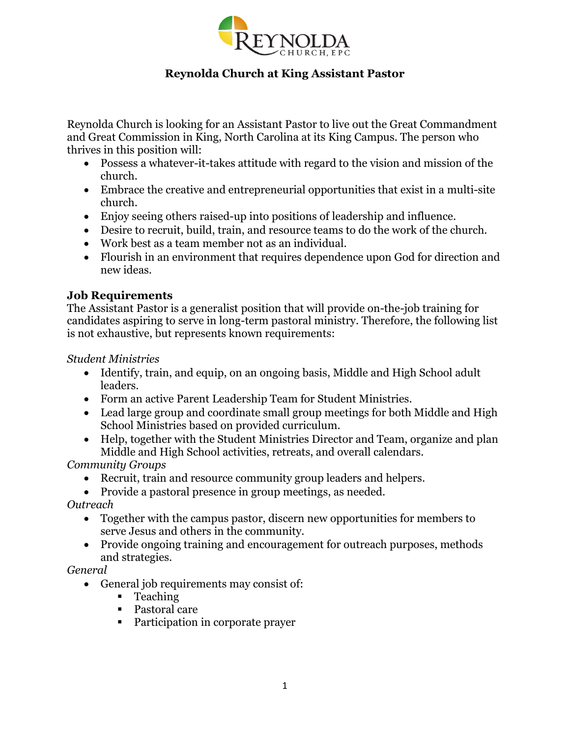REYNOLDA CHURCH, EPC

# Reynolda Church at King Assistant Pastor

Reynolda Church is looking for an Assistant Pastor to live out the Great Commandment and Great Commission in King, North Carolina at its King Campus. The person who thrives in this position will:

- Possess a whatever-it-takes attitude with regard to the vision and mission of the church.
- Embrace the creative and entrepreneurial opportunities that exist in a multi-site church.
- Enjoy seeing others raised-up into positions of leadership and influence.
- Desire to recruit, build, train, and resource teams to do the work of the church.
- Work best as a team member not as an individual.
- Flourish in an environment that requires dependence upon God for direction and new ideas.

## Job Requirements

The Assistant Pastor is a generalist position that will provide on-the-job training for candidates aspiring to serve in long-term pastoral ministry. Therefore, the following list is not exhaustive, but represents known requirements:

*Student Ministries*

- Identify, train, and equip, on an ongoing basis, Middle and High School adult leaders.
- Form an active Parent Leadership Team for Student Ministries.
- Lead large group and coordinate small group meetings for both Middle and High School Ministries based on provided curriculum.
- Help, together with the Student Ministries Director and Team, organize and plan Middle and High School activities, retreats, and overall calendars.

*Community Groups*

- Recruit, train and resource community group leaders and helpers.
- Provide a pastoral presence in group meetings, as needed.

*Outreach*

- Together with the campus pastor, discern new opportunities for members to serve Jesus and others in the community.
- Provide ongoing training and encouragement for outreach purposes, methods and strategies.

*General*

- General job requirements may consist of:
  - Teaching
  - Pastoral care
  - Participation in corporate prayer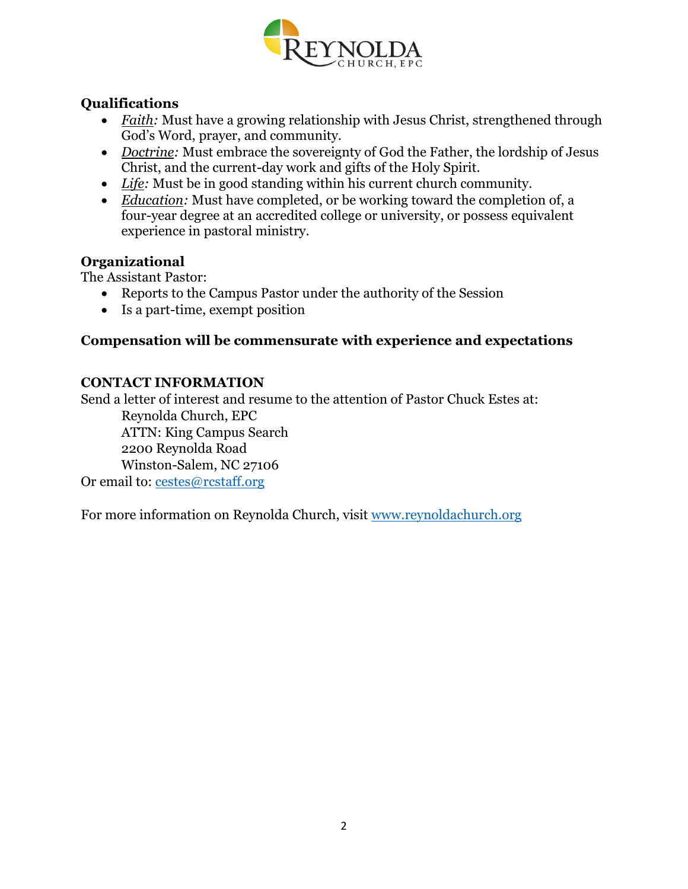### Qualifications

- *Faith:* Must have a growing relationship with Jesus Christ, strengthened through God's Word, prayer, and community.
- *Doctrine:* Must embrace the sovereignty of God the Father, the lordship of Jesus Christ, and the current-day work and gifts of the Holy Spirit.
- *Life:* Must be in good standing within his current church community.
- *Education:* Must have completed, or be working toward the completion of, a four-year degree at an accredited college or university, or possess equivalent experience in pastoral ministry.

### Organizational

The Assistant Pastor:

- Reports to the Campus Pastor under the authority of the Session
- Is a part-time, exempt position

**Compensation will be commensurate with experience and expectations**

### CONTACT INFORMATION

Send a letter of interest and resume to the attention of Pastor Chuck Estes at:

Reynolda Church, EPC
ATTN: King Campus Search
2200 Reynolda Road
Winston-Salem, NC 27106

Or email to: cestes@rcstaff.org

For more information on Reynolda Church, visit www.reynoldachurch.org